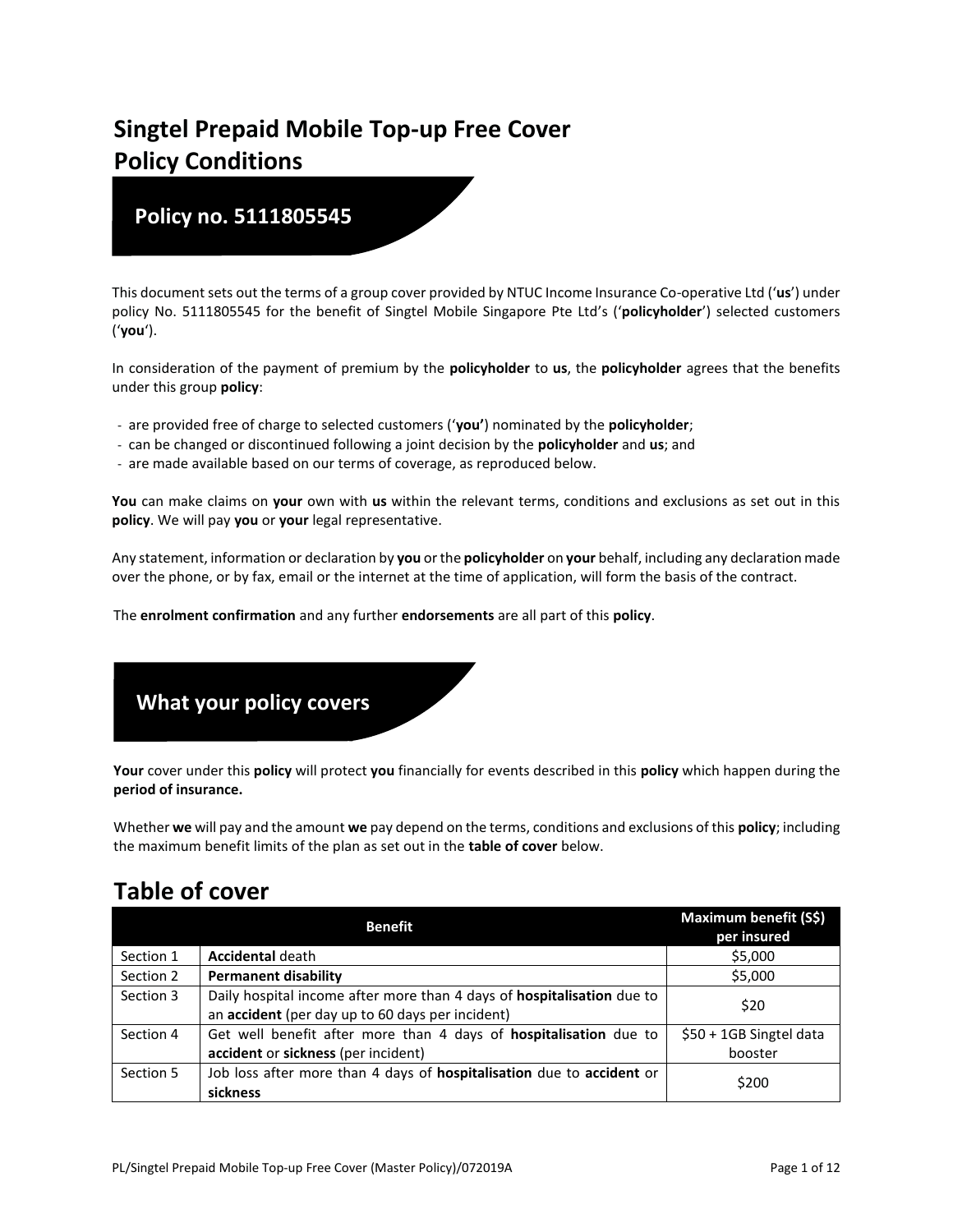# Singtel Prepaid Mobile Top-up Free Cover Policy Conditions

## Policy no. 5111805545

This document sets out the terms of a group cover provided by NTUC Income Insurance Co-operative Ltd ('**us**') under policy No. 5111805545 for the benefit of Singtel Mobile Singapore Pte Ltd's ('**policyholder**') selected customers ('**you**').

In consideration of the payment of premium by the **policyholder** to **us**, the **policyholder** agrees that the benefits under this group **policy**:

- are provided free of charge to selected customers ('**you'**) nominated by the **policyholder**;
- can be changed or discontinued following a joint decision by the **policyholder** and **us**; and
- are made available based on our terms of coverage, as reproduced below.

**You** can make claims on **your** own with **us** within the relevant terms, conditions and exclusions as set out in this **policy**. We will pay **you** or **your** legal representative.

Any statement, information or declaration by **you** or the **policyholder** on **your** behalf, including any declaration made over the phone, or by fax, email or the internet at the time of application, will form the basis of the contract.

The **enrolment confirmation** and any further **endorsements** are all part of this **policy**.

## What your policy covers

**Your** cover under this **policy** will protect **you** financially for events described in this **policy** which happen during the **period of insurance.**

Whether **we** will pay and the amount **we** pay depend on the terms, conditions and exclusions of this **policy**; including the maximum benefit limits of the plan as set out in the **table of cover** below.

# Table of cover

| | Benefit | Maximum benefit (S$) per insured |
|---|---|---|
| Section 1 | **Accidental** death | $5,000 |
| Section 2 | **Permanent disability** | $5,000 |
| Section 3 | Daily hospital income after more than 4 days of **hospitalisation** due to an **accident** (per day up to 60 days per incident) | $20 |
| Section 4 | Get well benefit after more than 4 days of **hospitalisation** due to **accident** or **sickness** (per incident) | $50 + 1GB Singtel data booster |
| Section 5 | Job loss after more than 4 days of **hospitalisation** due to **accident** or **sickness** | $200 |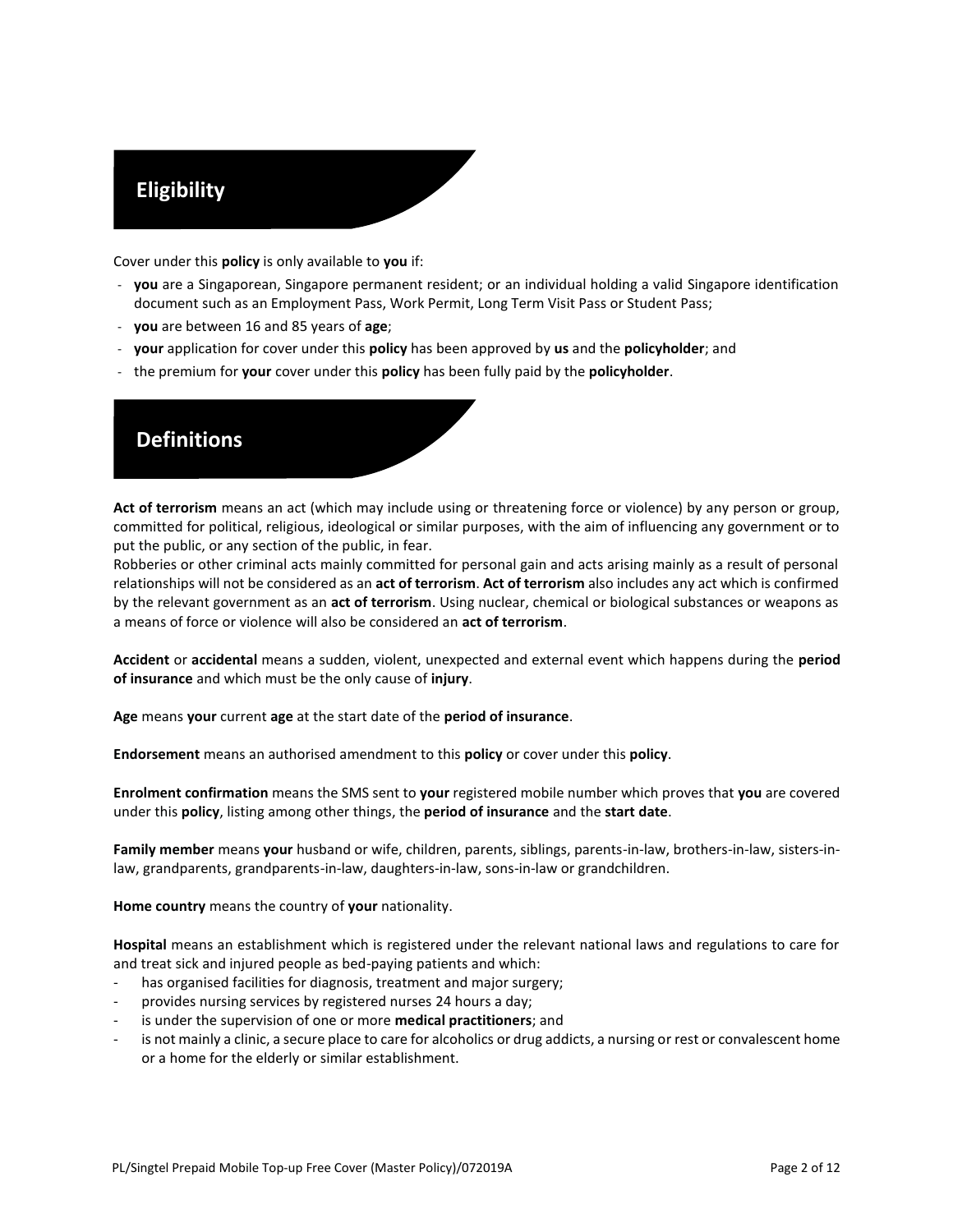## Eligibility

Cover under this **policy** is only available to **you** if:

- **you** are a Singaporean, Singapore permanent resident; or an individual holding a valid Singapore identification document such as an Employment Pass, Work Permit, Long Term Visit Pass or Student Pass;
- **you** are between 16 and 85 years of **age**;
- **your** application for cover under this **policy** has been approved by **us** and the **policyholder**; and
- the premium for **your** cover under this **policy** has been fully paid by the **policyholder**.

## Definitions

**Act of terrorism** means an act (which may include using or threatening force or violence) by any person or group, committed for political, religious, ideological or similar purposes, with the aim of influencing any government or to put the public, or any section of the public, in fear.
Robberies or other criminal acts mainly committed for personal gain and acts arising mainly as a result of personal relationships will not be considered as an **act of terrorism**. **Act of terrorism** also includes any act which is confirmed by the relevant government as an **act of terrorism**. Using nuclear, chemical or biological substances or weapons as a means of force or violence will also be considered an **act of terrorism**.

**Accident** or **accidental** means a sudden, violent, unexpected and external event which happens during the **period of insurance** and which must be the only cause of **injury**.

**Age** means **your** current **age** at the start date of the **period of insurance**.

**Endorsement** means an authorised amendment to this **policy** or cover under this **policy**.

**Enrolment confirmation** means the SMS sent to **your** registered mobile number which proves that **you** are covered under this **policy**, listing among other things, the **period of insurance** and the **start date**.

**Family member** means **your** husband or wife, children, parents, siblings, parents-in-law, brothers-in-law, sisters-in-law, grandparents, grandparents-in-law, daughters-in-law, sons-in-law or grandchildren.

**Home country** means the country of **your** nationality.

**Hospital** means an establishment which is registered under the relevant national laws and regulations to care for and treat sick and injured people as bed-paying patients and which:

- has organised facilities for diagnosis, treatment and major surgery;
- provides nursing services by registered nurses 24 hours a day;
- is under the supervision of one or more **medical practitioners**; and
- is not mainly a clinic, a secure place to care for alcoholics or drug addicts, a nursing or rest or convalescent home or a home for the elderly or similar establishment.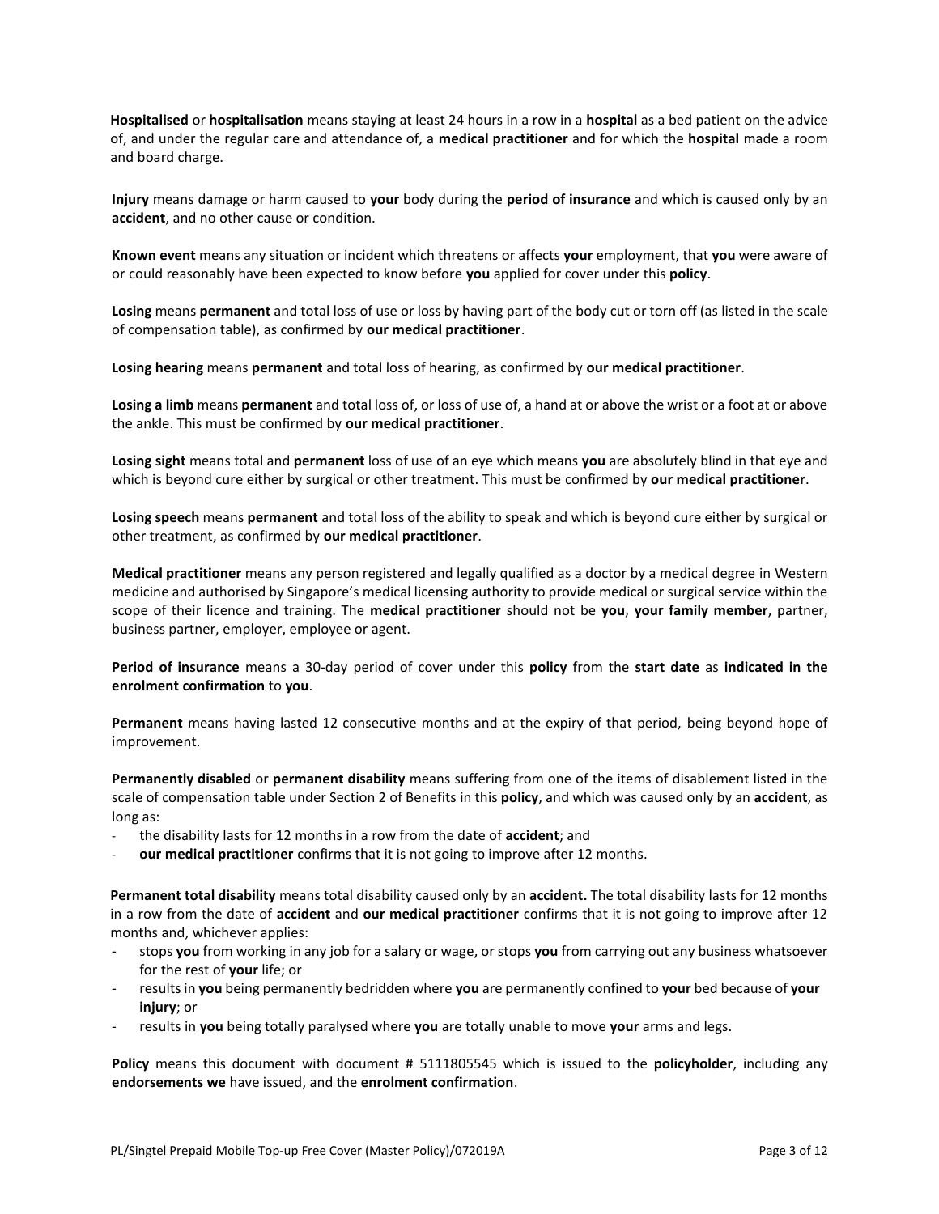**Hospitalised** or **hospitalisation** means staying at least 24 hours in a row in a **hospital** as a bed patient on the advice of, and under the regular care and attendance of, a **medical practitioner** and for which the **hospital** made a room and board charge.

**Injury** means damage or harm caused to **your** body during the **period of insurance** and which is caused only by an **accident**, and no other cause or condition.

**Known event** means any situation or incident which threatens or affects **your** employment, that **you** were aware of or could reasonably have been expected to know before **you** applied for cover under this **policy**.

**Losing** means **permanent** and total loss of use or loss by having part of the body cut or torn off (as listed in the scale of compensation table), as confirmed by **our medical practitioner**.

**Losing hearing** means **permanent** and total loss of hearing, as confirmed by **our medical practitioner**.

**Losing a limb** means **permanent** and total loss of, or loss of use of, a hand at or above the wrist or a foot at or above the ankle. This must be confirmed by **our medical practitioner**.

**Losing sight** means total and **permanent** loss of use of an eye which means **you** are absolutely blind in that eye and which is beyond cure either by surgical or other treatment. This must be confirmed by **our medical practitioner**.

**Losing speech** means **permanent** and total loss of the ability to speak and which is beyond cure either by surgical or other treatment, as confirmed by **our medical practitioner**.

**Medical practitioner** means any person registered and legally qualified as a doctor by a medical degree in Western medicine and authorised by Singapore's medical licensing authority to provide medical or surgical service within the scope of their licence and training. The **medical practitioner** should not be **you**, **your family member**, partner, business partner, employer, employee or agent.

**Period of insurance** means a 30-day period of cover under this **policy** from the **start date** as **indicated in the enrolment confirmation** to **you**.

**Permanent** means having lasted 12 consecutive months and at the expiry of that period, being beyond hope of improvement.

**Permanently disabled** or **permanent disability** means suffering from one of the items of disablement listed in the scale of compensation table under Section 2 of Benefits in this **policy**, and which was caused only by an **accident**, as long as:

- the disability lasts for 12 months in a row from the date of **accident**; and
- **our medical practitioner** confirms that it is not going to improve after 12 months.

**Permanent total disability** means total disability caused only by an **accident.** The total disability lasts for 12 months in a row from the date of **accident** and **our medical practitioner** confirms that it is not going to improve after 12 months and, whichever applies:

- stops **you** from working in any job for a salary or wage, or stops **you** from carrying out any business whatsoever for the rest of **your** life; or
- results in **you** being permanently bedridden where **you** are permanently confined to **your** bed because of **your injury**; or
- results in **you** being totally paralysed where **you** are totally unable to move **your** arms and legs.

**Policy** means this document with document # 5111805545 which is issued to the **policyholder**, including any **endorsements we** have issued, and the **enrolment confirmation**.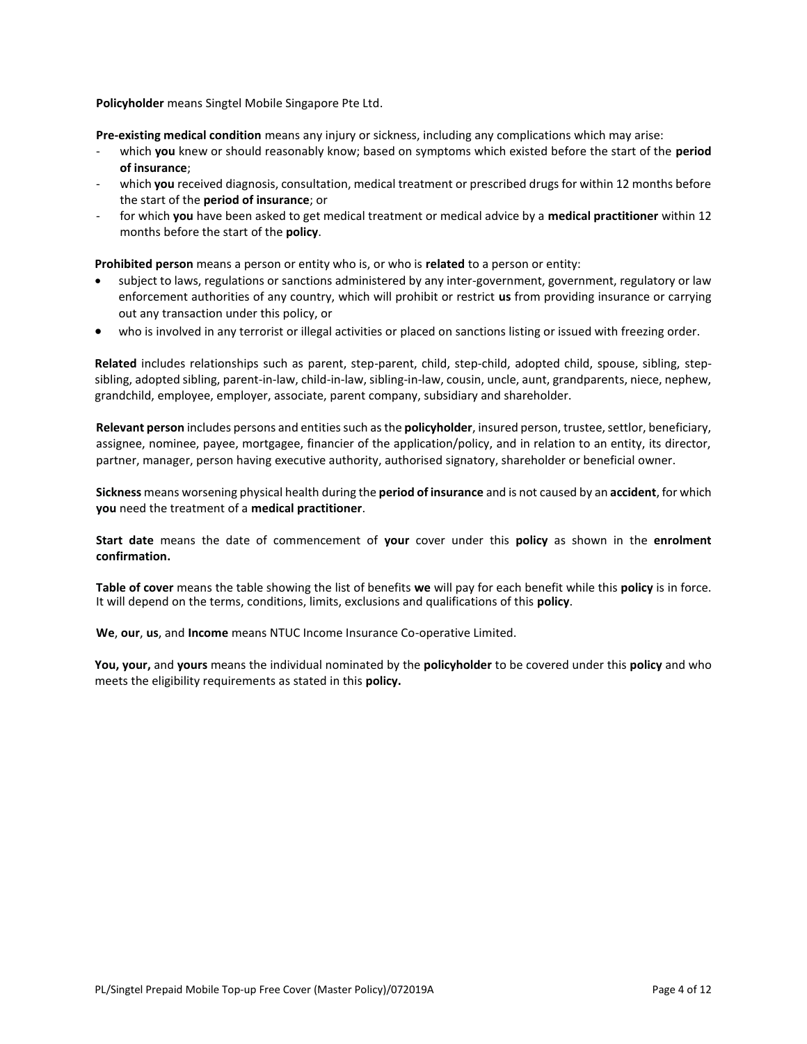**Policyholder** means Singtel Mobile Singapore Pte Ltd.

**Pre-existing medical condition** means any injury or sickness, including any complications which may arise:

- which **you** knew or should reasonably know; based on symptoms which existed before the start of the **period of insurance**;
- which **you** received diagnosis, consultation, medical treatment or prescribed drugs for within 12 months before the start of the **period of insurance**; or
- for which **you** have been asked to get medical treatment or medical advice by a **medical practitioner** within 12 months before the start of the **policy**.

**Prohibited person** means a person or entity who is, or who is **related** to a person or entity:

- subject to laws, regulations or sanctions administered by any inter-government, government, regulatory or law enforcement authorities of any country, which will prohibit or restrict **us** from providing insurance or carrying out any transaction under this policy, or
- who is involved in any terrorist or illegal activities or placed on sanctions listing or issued with freezing order.

**Related** includes relationships such as parent, step-parent, child, step-child, adopted child, spouse, sibling, step-sibling, adopted sibling, parent-in-law, child-in-law, sibling-in-law, cousin, uncle, aunt, grandparents, niece, nephew, grandchild, employee, employer, associate, parent company, subsidiary and shareholder.

**Relevant person** includes persons and entities such as the **policyholder**, insured person, trustee, settlor, beneficiary, assignee, nominee, payee, mortgagee, financier of the application/policy, and in relation to an entity, its director, partner, manager, person having executive authority, authorised signatory, shareholder or beneficial owner.

**Sickness** means worsening physical health during the **period of insurance** and is not caused by an **accident**, for which **you** need the treatment of a **medical practitioner**.

**Start date** means the date of commencement of **your** cover under this **policy** as shown in the **enrolment confirmation.**

**Table of cover** means the table showing the list of benefits **we** will pay for each benefit while this **policy** is in force. It will depend on the terms, conditions, limits, exclusions and qualifications of this **policy**.

**We**, **our**, **us**, and **Income** means NTUC Income Insurance Co-operative Limited.

**You, your,** and **yours** means the individual nominated by the **policyholder** to be covered under this **policy** and who meets the eligibility requirements as stated in this **policy.**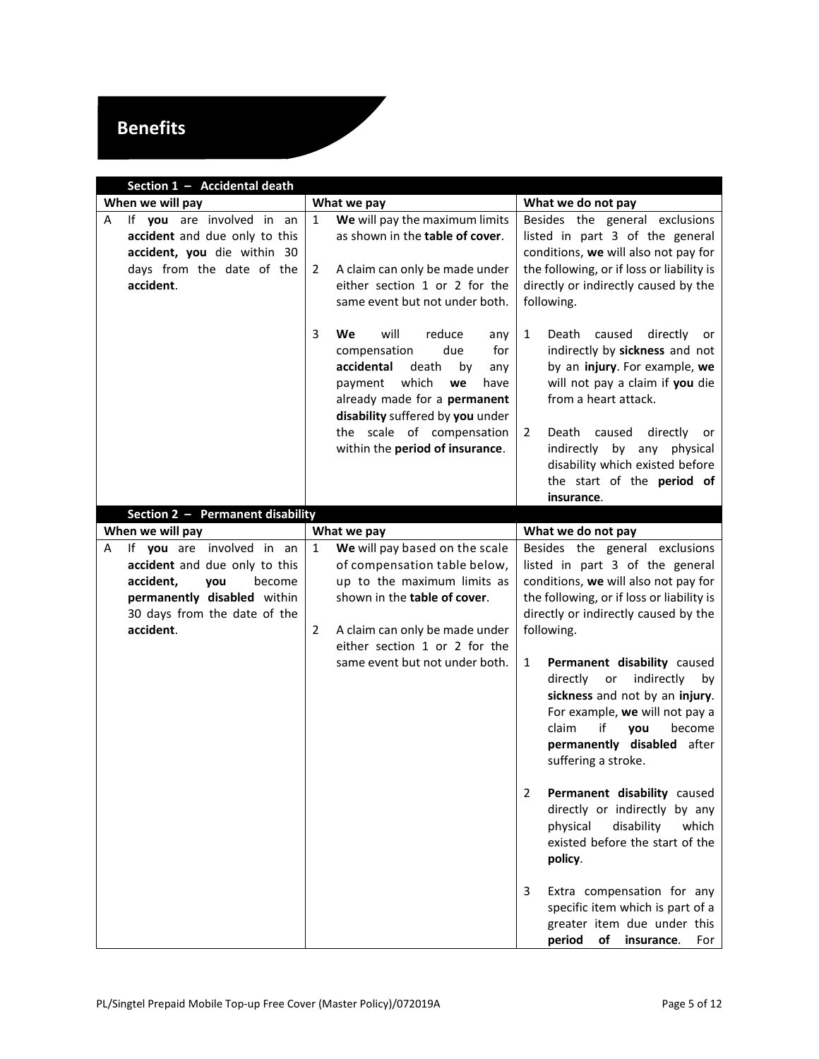# Benefits

| Section 1 – Accidental death | | |
|---|---|---|
| **When we will pay** | **What we pay** | **What we do not pay** |
| A If **you** are involved in an **accident** and due only to this **accident, you** die within 30 days from the date of the **accident**. | 1 **We** will pay the maximum limits as shown in the **table of cover**.<br><br>2 A claim can only be made under either section 1 or 2 for the same event but not under both.<br><br>3 **We** will reduce any compensation due for **accidental** death by any payment which **we** have already made for a **permanent disability** suffered by **you** under the scale of compensation within the **period of insurance**. | Besides the general exclusions listed in part 3 of the general conditions, **we** will also not pay for the following, or if loss or liability is directly or indirectly caused by the following.<br><br>1 Death caused directly or indirectly by **sickness** and not by an **injury**. For example, **we** will not pay a claim if **you** die from a heart attack.<br><br>2 Death caused directly or indirectly by any physical disability which existed before the start of the **period of insurance**. |

| Section 2 – Permanent disability | | |
|---|---|---|
| **When we will pay** | **What we pay** | **What we do not pay** |
| A If **you** are involved in an **accident** and due only to this **accident, you** become **permanently disabled** within 30 days from the date of the **accident**. | 1 **We** will pay based on the scale of compensation table below, up to the maximum limits as shown in the **table of cover**.<br><br>2 A claim can only be made under either section 1 or 2 for the same event but not under both. | Besides the general exclusions listed in part 3 of the general conditions, **we** will also not pay for the following, or if loss or liability is directly or indirectly caused by the following.<br><br>1 **Permanent disability** caused directly or indirectly by **sickness** and not by an **injury**. For example, **we** will not pay a claim if **you** become **permanently disabled** after suffering a stroke.<br><br>2 **Permanent disability** caused directly or indirectly by any physical disability which existed before the start of the **policy**.<br><br>3 Extra compensation for any specific item which is part of a greater item due under this **period of insurance**. For |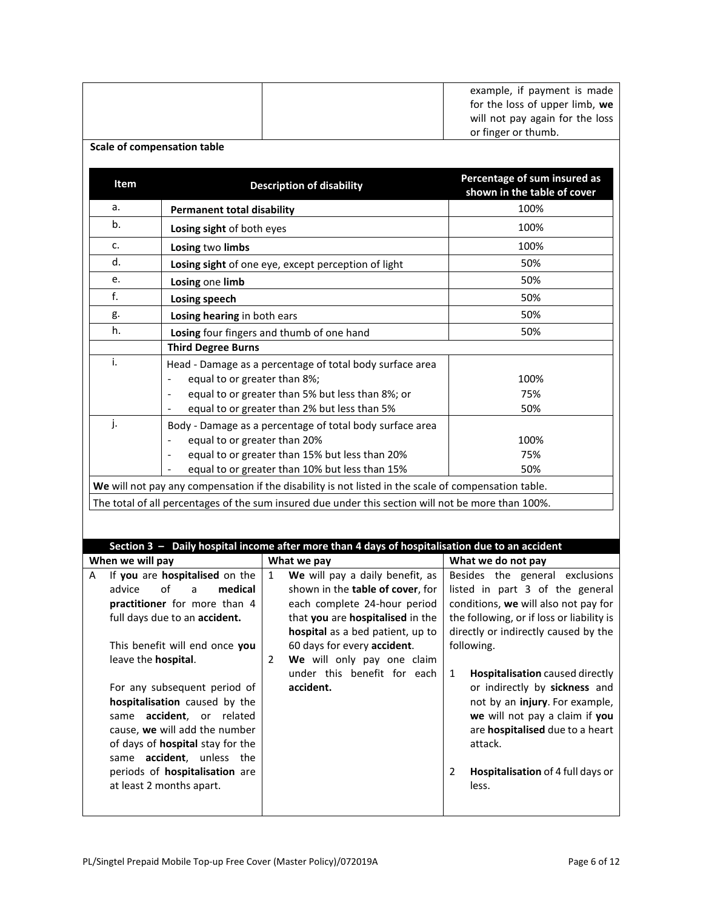| | | example, if payment is made for the loss of upper limb, **we** will not pay again for the loss or finger or thumb. |
|---|---|---|

**Scale of compensation table**

| Item | Description of disability | Percentage of sum insured as shown in the table of cover |
|---|---|---|
| a. | **Permanent total disability** | 100% |
| b. | **Losing sight** of both eyes | 100% |
| c. | **Losing** two **limbs** | 100% |
| d. | **Losing sight** of one eye, except perception of light | 50% |
| e. | **Losing** one **limb** | 50% |
| f. | **Losing speech** | 50% |
| g. | **Losing hearing** in both ears | 50% |
| h. | **Losing** four fingers and thumb of one hand | 50% |
| | **Third Degree Burns** | |
| i. | Head - Damage as a percentage of total body surface area<br>- equal to or greater than 8%;<br>- equal to or greater than 5% but less than 8%; or<br>- equal to or greater than 2% but less than 5% | <br>100%<br>75%<br>50% |
| j. | Body - Damage as a percentage of total body surface area<br>- equal to or greater than 20%<br>- equal to or greater than 15% but less than 20%<br>- equal to or greater than 10% but less than 15% | <br>100%<br>75%<br>50% |

**We** will not pay any compensation if the disability is not listed in the scale of compensation table.

The total of all percentages of the sum insured due under this section will not be more than 100%.

## Section 3 – Daily hospital income after more than 4 days of hospitalisation due to an accident

| When we will pay | What we pay | What we do not pay |
|---|---|---|
| A If **you** are **hospitalised** on the advice of a **medical practitioner** for more than 4 full days due to an **accident.**<br><br>This benefit will end once **you** leave the **hospital**.<br><br>For any subsequent period of **hospitalisation** caused by the same **accident**, or related cause, **we** will add the number of days of **hospital** stay for the same **accident**, unless the periods of **hospitalisation** are at least 2 months apart. | 1 **We** will pay a daily benefit, as shown in the **table of cover**, for each complete 24-hour period that **you** are **hospitalised** in the **hospital** as a bed patient, up to 60 days for every **accident**.<br><br>2 **We** will only pay one claim under this benefit for each **accident.** | Besides the general exclusions listed in part 3 of the general conditions, **we** will also not pay for the following, or if loss or liability is directly or indirectly caused by the following.<br><br>1 **Hospitalisation** caused directly or indirectly by **sickness** and not by an **injury**. For example, **we** will not pay a claim if **you** are **hospitalised** due to a heart attack.<br><br>2 **Hospitalisation** of 4 full days or less. |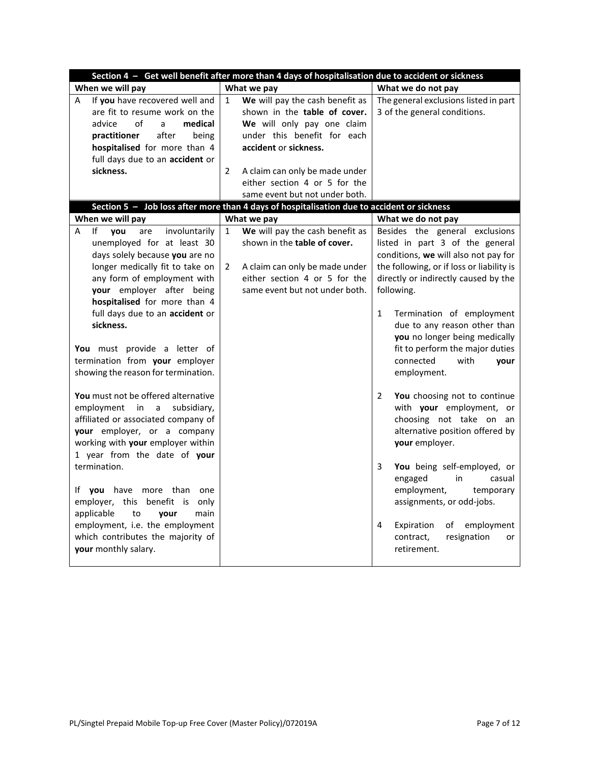| Section 4 – Get well benefit after more than 4 days of hospitalisation due to accident or sickness | | |
|---|---|---|
| **When we will pay** | **What we pay** | **What we do not pay** |
| A If **you** have recovered well and are fit to resume work on the advice of a **medical practitioner** after being **hospitalised** for more than 4 full days due to an **accident** or **sickness.** | 1 **We** will pay the cash benefit as shown in the **table of cover. We** will only pay one claim under this benefit for each **accident** or **sickness.**<br><br>2 A claim can only be made under either section 4 or 5 for the same event but not under both. | The general exclusions listed in part 3 of the general conditions. |

| Section 5 – Job loss after more than 4 days of hospitalisation due to accident or sickness | | |
|---|---|---|
| **When we will pay** | **What we pay** | **What we do not pay** |
| A If **you** are involuntarily unemployed for at least 30 days solely because **you** are no longer medically fit to take on any form of employment with **your** employer after being **hospitalised** for more than 4 full days due to an **accident** or **sickness.**<br><br>**You** must provide a letter of termination from **your** employer showing the reason for termination.<br><br>**You** must not be offered alternative employment in a subsidiary, affiliated or associated company of **your** employer, or a company working with **your** employer within 1 year from the date of **your** termination.<br><br>If **you** have more than one employer, this benefit is only applicable to **your** main employment, i.e. the employment which contributes the majority of **your** monthly salary. | 1 **We** will pay the cash benefit as shown in the **table of cover.**<br><br>2 A claim can only be made under either section 4 or 5 for the same event but not under both. | Besides the general exclusions listed in part 3 of the general conditions, **we** will also not pay for the following, or if loss or liability is directly or indirectly caused by the following.<br><br>1 Termination of employment due to any reason other than **you** no longer being medically fit to perform the major duties connected with **your** employment.<br><br>2 **You** choosing not to continue with **your** employment, or choosing not take on an alternative position offered by **your** employer.<br><br>3 **You** being self-employed, or engaged in casual employment, temporary assignments, or odd-jobs.<br><br>4 Expiration of employment contract, resignation or retirement. |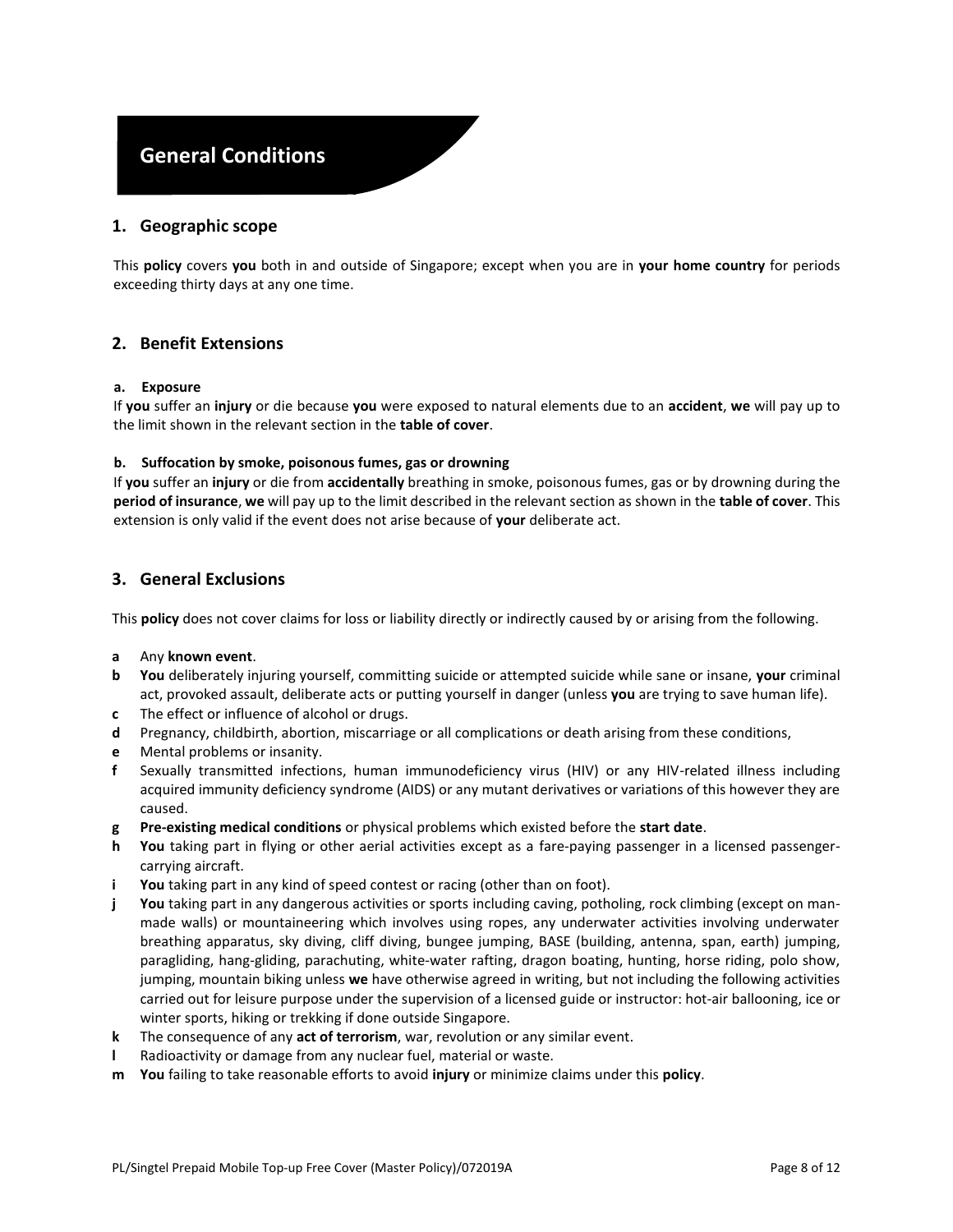# General Conditions

## 1. Geographic scope

This **policy** covers **you** both in and outside of Singapore; except when you are in **your home country** for periods exceeding thirty days at any one time.

## 2. Benefit Extensions

### a. Exposure

If **you** suffer an **injury** or die because **you** were exposed to natural elements due to an **accident**, **we** will pay up to the limit shown in the relevant section in the **table of cover**.

### b. Suffocation by smoke, poisonous fumes, gas or drowning

If **you** suffer an **injury** or die from **accidentally** breathing in smoke, poisonous fumes, gas or by drowning during the **period of insurance**, **we** will pay up to the limit described in the relevant section as shown in the **table of cover**. This extension is only valid if the event does not arise because of **your** deliberate act.

## 3. General Exclusions

This **policy** does not cover claims for loss or liability directly or indirectly caused by or arising from the following.

- **a** Any **known event**.
- **b** **You** deliberately injuring yourself, committing suicide or attempted suicide while sane or insane, **your** criminal act, provoked assault, deliberate acts or putting yourself in danger (unless **you** are trying to save human life).
- **c** The effect or influence of alcohol or drugs.
- **d** Pregnancy, childbirth, abortion, miscarriage or all complications or death arising from these conditions,
- **e** Mental problems or insanity.
- **f** Sexually transmitted infections, human immunodeficiency virus (HIV) or any HIV-related illness including acquired immunity deficiency syndrome (AIDS) or any mutant derivatives or variations of this however they are caused.
- **g** **Pre-existing medical conditions** or physical problems which existed before the **start date**.
- **h** **You** taking part in flying or other aerial activities except as a fare-paying passenger in a licensed passenger-carrying aircraft.
- **i** **You** taking part in any kind of speed contest or racing (other than on foot).
- **j** **You** taking part in any dangerous activities or sports including caving, potholing, rock climbing (except on man-made walls) or mountaineering which involves using ropes, any underwater activities involving underwater breathing apparatus, sky diving, cliff diving, bungee jumping, BASE (building, antenna, span, earth) jumping, paragliding, hang-gliding, parachuting, white-water rafting, dragon boating, hunting, horse riding, polo show, jumping, mountain biking unless **we** have otherwise agreed in writing, but not including the following activities carried out for leisure purpose under the supervision of a licensed guide or instructor: hot-air ballooning, ice or winter sports, hiking or trekking if done outside Singapore.
- **k** The consequence of any **act of terrorism**, war, revolution or any similar event.
- **l** Radioactivity or damage from any nuclear fuel, material or waste.
- **m** **You** failing to take reasonable efforts to avoid **injury** or minimize claims under this **policy**.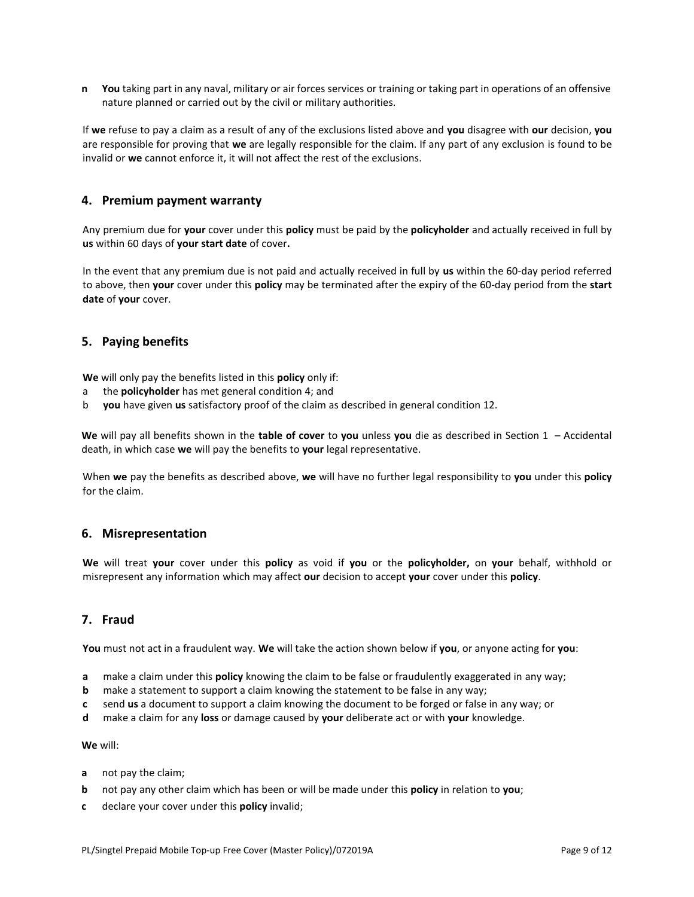**n** **You** taking part in any naval, military or air forces services or training or taking part in operations of an offensive nature planned or carried out by the civil or military authorities.

If **we** refuse to pay a claim as a result of any of the exclusions listed above and **you** disagree with **our** decision, **you** are responsible for proving that **we** are legally responsible for the claim. If any part of any exclusion is found to be invalid or **we** cannot enforce it, it will not affect the rest of the exclusions.

## 4. Premium payment warranty

Any premium due for **your** cover under this **policy** must be paid by the **policyholder** and actually received in full by **us** within 60 days of **your start date** of cover**.**

In the event that any premium due is not paid and actually received in full by **us** within the 60-day period referred to above, then **your** cover under this **policy** may be terminated after the expiry of the 60-day period from the **start date** of **your** cover.

## 5. Paying benefits

**We** will only pay the benefits listed in this **policy** only if:

a the **policyholder** has met general condition 4; and

b **you** have given **us** satisfactory proof of the claim as described in general condition 12.

**We** will pay all benefits shown in the **table of cover** to **you** unless **you** die as described in Section 1 – Accidental death, in which case **we** will pay the benefits to **your** legal representative.

When **we** pay the benefits as described above, **we** will have no further legal responsibility to **you** under this **policy** for the claim.

## 6. Misrepresentation

**We** will treat **your** cover under this **policy** as void if **you** or the **policyholder,** on **your** behalf, withhold or misrepresent any information which may affect **our** decision to accept **your** cover under this **policy**.

## 7. Fraud

**You** must not act in a fraudulent way. **We** will take the action shown below if **you**, or anyone acting for **you**:

**a** make a claim under this **policy** knowing the claim to be false or fraudulently exaggerated in any way;

**b** make a statement to support a claim knowing the statement to be false in any way;

**c** send **us** a document to support a claim knowing the document to be forged or false in any way; or

**d** make a claim for any **loss** or damage caused by **your** deliberate act or with **your** knowledge.

**We** will:

**a** not pay the claim;

**b** not pay any other claim which has been or will be made under this **policy** in relation to **you**;

**c** declare your cover under this **policy** invalid;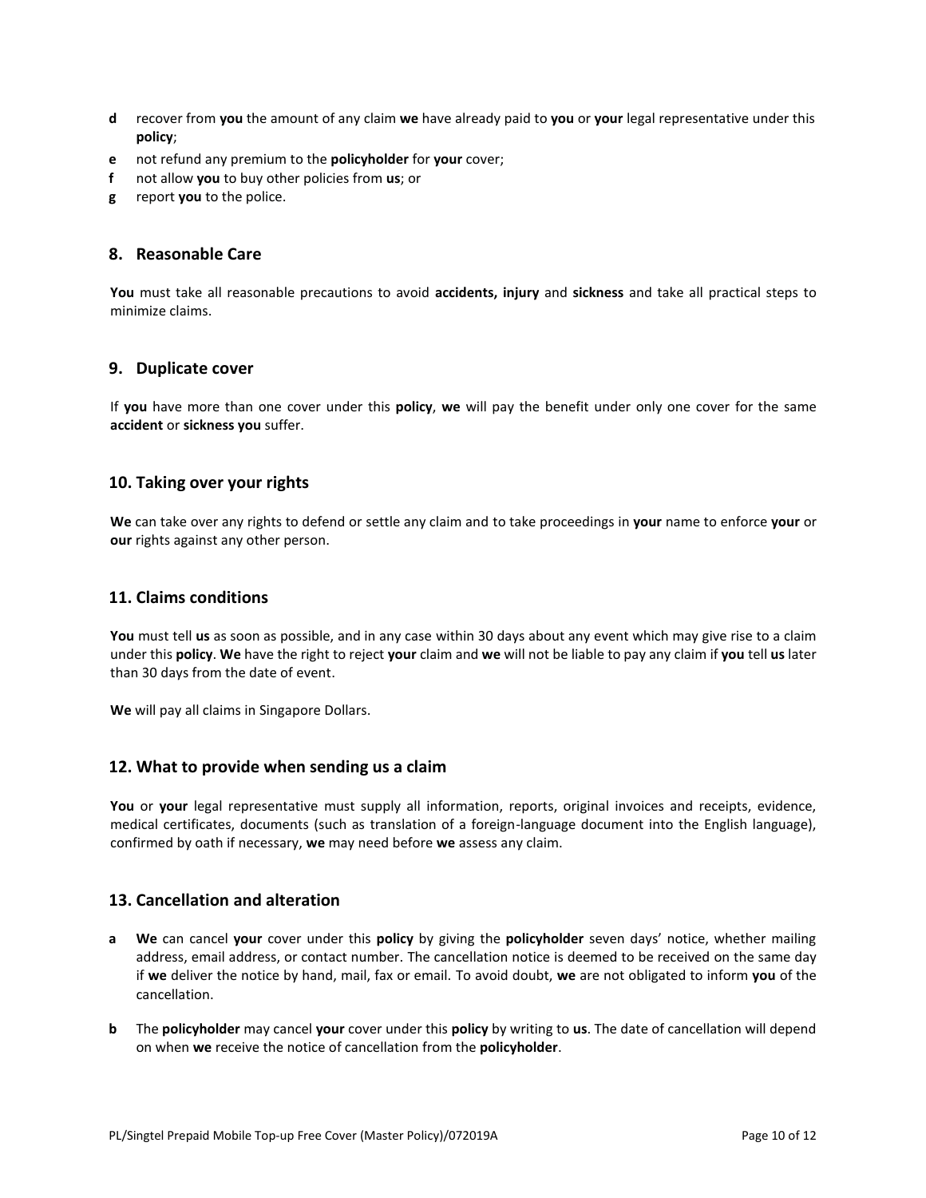**d** recover from **you** the amount of any claim **we** have already paid to **you** or **your** legal representative under this **policy**;

**e** not refund any premium to the **policyholder** for **your** cover;

**f** not allow **you** to buy other policies from **us**; or

**g** report **you** to the police.

## 8. Reasonable Care

**You** must take all reasonable precautions to avoid **accidents, injury** and **sickness** and take all practical steps to minimize claims.

## 9. Duplicate cover

If **you** have more than one cover under this **policy**, **we** will pay the benefit under only one cover for the same **accident** or **sickness you** suffer.

## 10. Taking over your rights

**We** can take over any rights to defend or settle any claim and to take proceedings in **your** name to enforce **your** or **our** rights against any other person.

## 11. Claims conditions

**You** must tell **us** as soon as possible, and in any case within 30 days about any event which may give rise to a claim under this **policy**. **We** have the right to reject **your** claim and **we** will not be liable to pay any claim if **you** tell **us** later than 30 days from the date of event.

**We** will pay all claims in Singapore Dollars.

## 12. What to provide when sending us a claim

**You** or **your** legal representative must supply all information, reports, original invoices and receipts, evidence, medical certificates, documents (such as translation of a foreign-language document into the English language), confirmed by oath if necessary, **we** may need before **we** assess any claim.

## 13. Cancellation and alteration

**a** **We** can cancel **your** cover under this **policy** by giving the **policyholder** seven days' notice, whether mailing address, email address, or contact number. The cancellation notice is deemed to be received on the same day if **we** deliver the notice by hand, mail, fax or email. To avoid doubt, **we** are not obligated to inform **you** of the cancellation.

**b** The **policyholder** may cancel **your** cover under this **policy** by writing to **us**. The date of cancellation will depend on when **we** receive the notice of cancellation from the **policyholder**.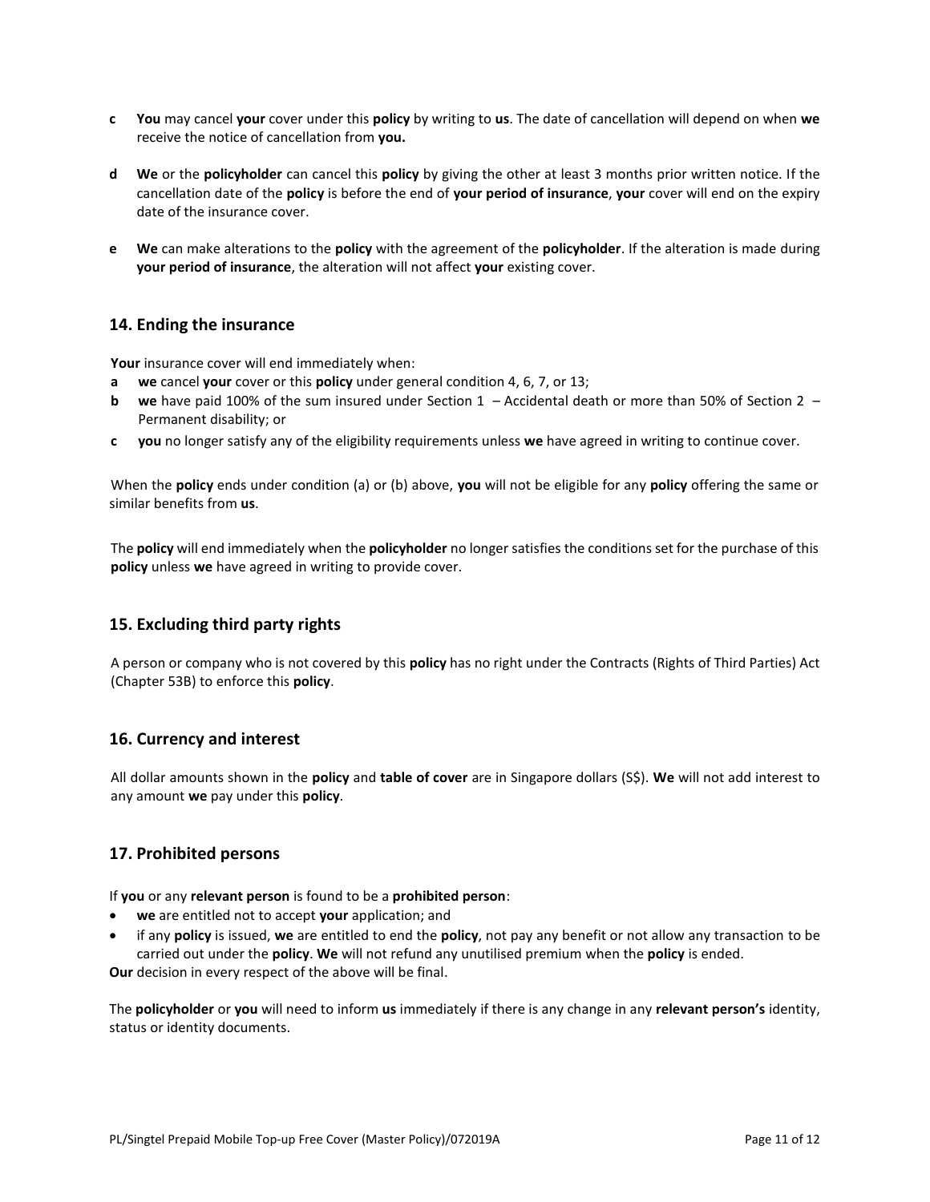**c** **You** may cancel **your** cover under this **policy** by writing to **us**. The date of cancellation will depend on when **we** receive the notice of cancellation from **you.**

**d** **We** or the **policyholder** can cancel this **policy** by giving the other at least 3 months prior written notice. If the cancellation date of the **policy** is before the end of **your period of insurance**, **your** cover will end on the expiry date of the insurance cover.

**e** **We** can make alterations to the **policy** with the agreement of the **policyholder**. If the alteration is made during **your period of insurance**, the alteration will not affect **your** existing cover.

## 14. Ending the insurance

**Your** insurance cover will end immediately when:

**a** **we** cancel **your** cover or this **policy** under general condition 4, 6, 7, or 13;

**b** **we** have paid 100% of the sum insured under Section 1 – Accidental death or more than 50% of Section 2 – Permanent disability; or

**c** **you** no longer satisfy any of the eligibility requirements unless **we** have agreed in writing to continue cover.

When the **policy** ends under condition (a) or (b) above, **you** will not be eligible for any **policy** offering the same or similar benefits from **us**.

The **policy** will end immediately when the **policyholder** no longer satisfies the conditions set for the purchase of this **policy** unless **we** have agreed in writing to provide cover.

## 15. Excluding third party rights

A person or company who is not covered by this **policy** has no right under the Contracts (Rights of Third Parties) Act (Chapter 53B) to enforce this **policy**.

## 16. Currency and interest

All dollar amounts shown in the **policy** and **table of cover** are in Singapore dollars (S$). **We** will not add interest to any amount **we** pay under this **policy**.

## 17. Prohibited persons

If **you** or any **relevant person** is found to be a **prohibited person**:

- **we** are entitled not to accept **your** application; and
- if any **policy** is issued, **we** are entitled to end the **policy**, not pay any benefit or not allow any transaction to be carried out under the **policy**. **We** will not refund any unutilised premium when the **policy** is ended.

**Our** decision in every respect of the above will be final.

The **policyholder** or **you** will need to inform **us** immediately if there is any change in any **relevant person's** identity, status or identity documents.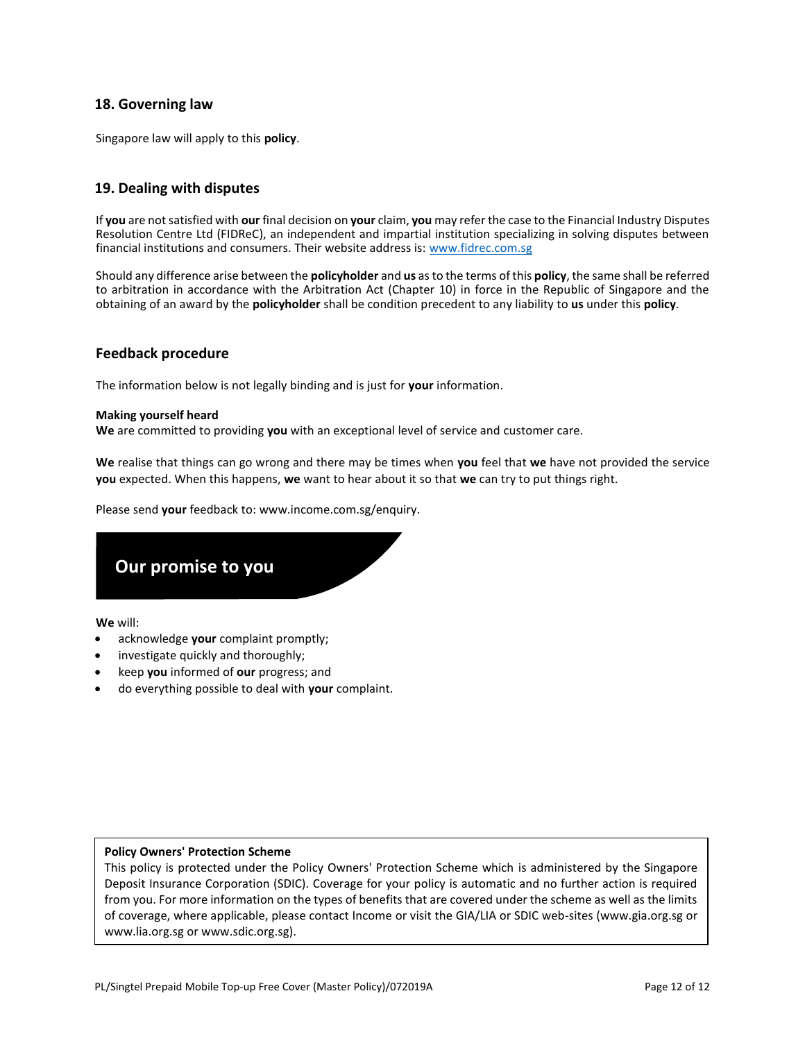## 18. Governing law

Singapore law will apply to this **policy**.

## 19. Dealing with disputes

If **you** are not satisfied with **our** final decision on **your** claim, **you** may refer the case to the Financial Industry Disputes Resolution Centre Ltd (FIDReC), an independent and impartial institution specializing in solving disputes between financial institutions and consumers. Their website address is: www.fidrec.com.sg

Should any difference arise between the **policyholder** and **us** as to the terms of this **policy**, the same shall be referred to arbitration in accordance with the Arbitration Act (Chapter 10) in force in the Republic of Singapore and the obtaining of an award by the **policyholder** shall be condition precedent to any liability to **us** under this **policy**.

## Feedback procedure

The information below is not legally binding and is just for **your** information.

**Making yourself heard**

**We** are committed to providing **you** with an exceptional level of service and customer care.

**We** realise that things can go wrong and there may be times when **you** feel that **we** have not provided the service **you** expected. When this happens, **we** want to hear about it so that **we** can try to put things right.

Please send **your** feedback to: www.income.com.sg/enquiry.

## Our promise to you

**We** will:

- acknowledge **your** complaint promptly;
- investigate quickly and thoroughly;
- keep **you** informed of **our** progress; and
- do everything possible to deal with **your** complaint.

**Policy Owners' Protection Scheme**

This policy is protected under the Policy Owners' Protection Scheme which is administered by the Singapore Deposit Insurance Corporation (SDIC). Coverage for your policy is automatic and no further action is required from you. For more information on the types of benefits that are covered under the scheme as well as the limits of coverage, where applicable, please contact Income or visit the GIA/LIA or SDIC web-sites (www.gia.org.sg or www.lia.org.sg or www.sdic.org.sg).

PL/Singtel Prepaid Mobile Top-up Free Cover (Master Policy)/072019A